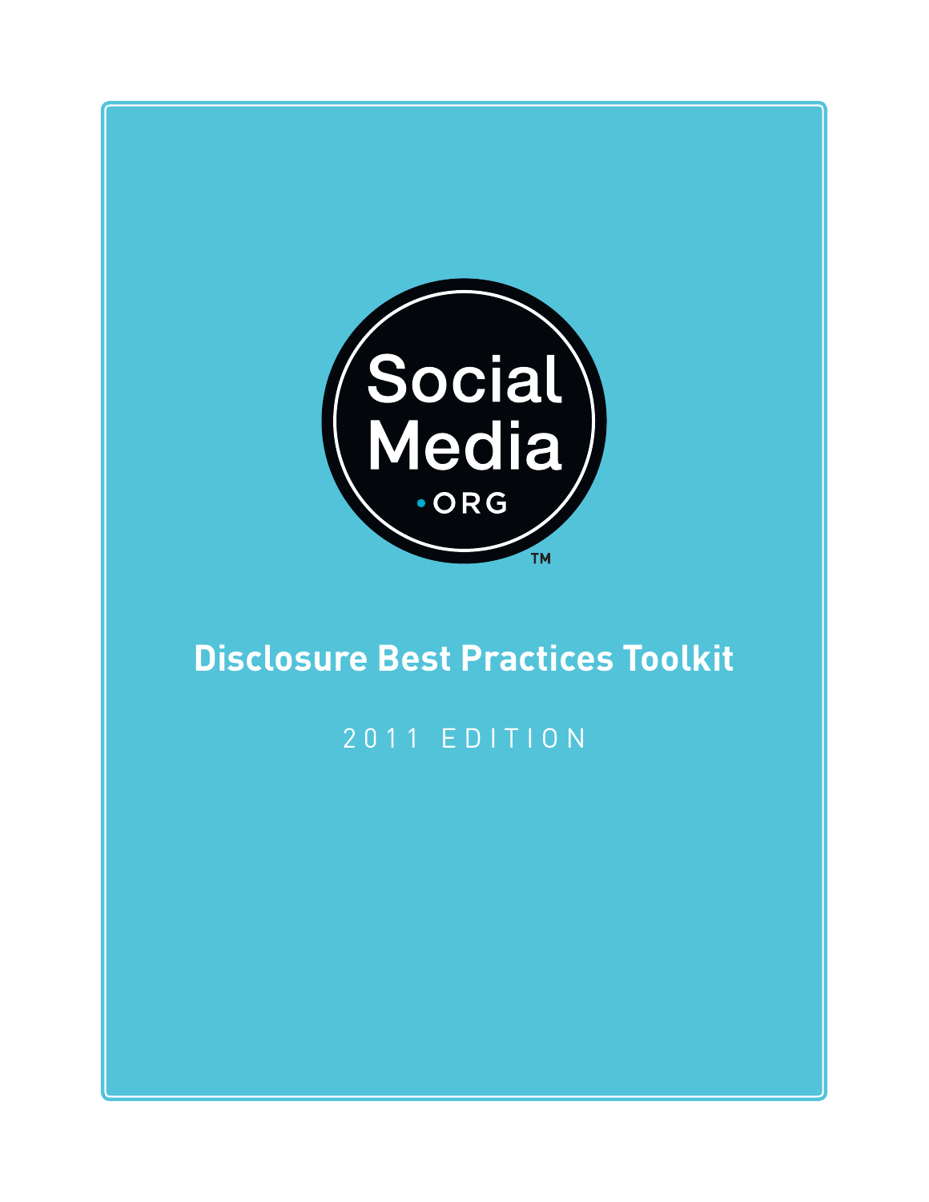Social Media •ORG™

# Disclosure Best Practices Toolkit

2011 EDITION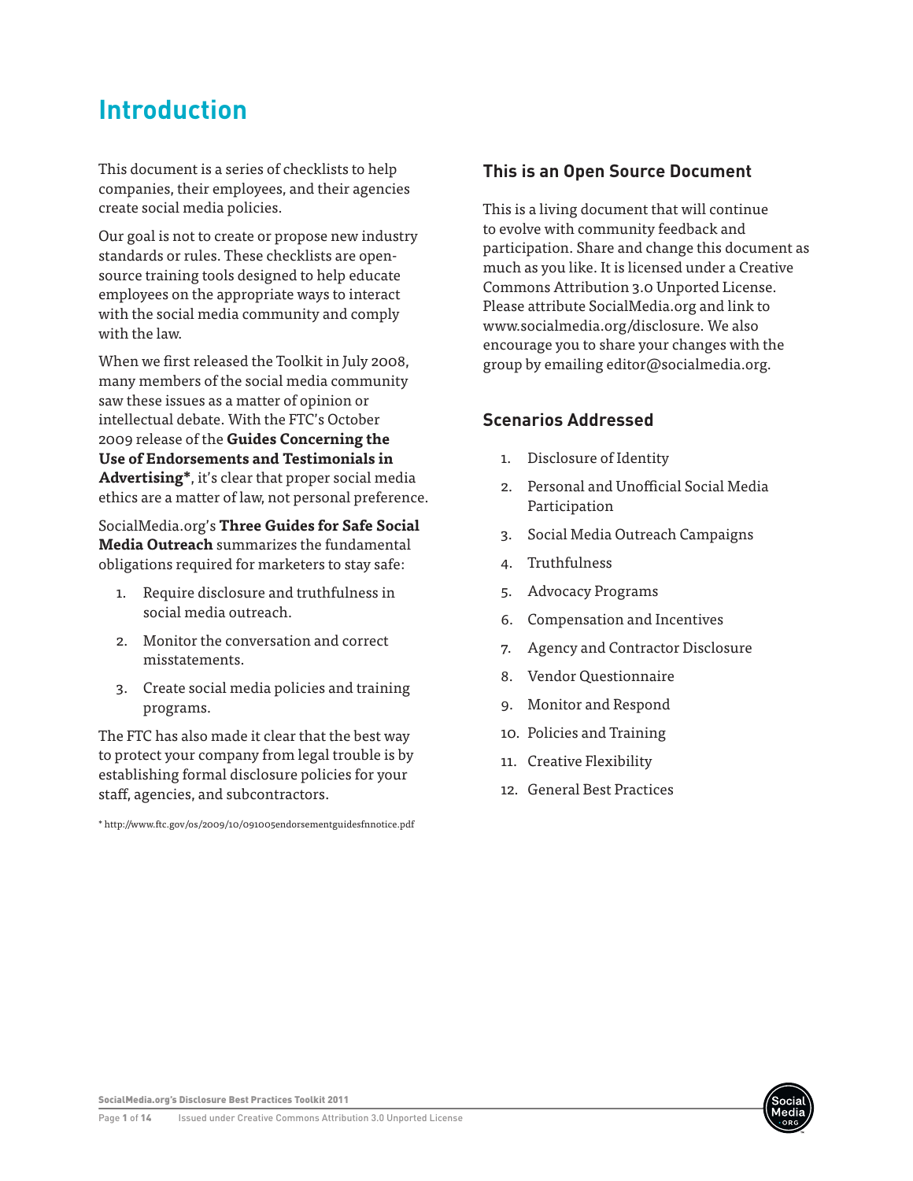# Introduction

This document is a series of checklists to help companies, their employees, and their agencies create social media policies.

Our goal is not to create or propose new industry standards or rules. These checklists are open-source training tools designed to help educate employees on the appropriate ways to interact with the social media community and comply with the law.

When we first released the Toolkit in July 2008, many members of the social media community saw these issues as a matter of opinion or intellectual debate. With the FTC's October 2009 release of the **Guides Concerning the Use of Endorsements and Testimonials in Advertising***, it's clear that proper social media ethics are a matter of law, not personal preference.

SocialMedia.org's **Three Guides for Safe Social Media Outreach** summarizes the fundamental obligations required for marketers to stay safe:

1. Require disclosure and truthfulness in social media outreach.
2. Monitor the conversation and correct misstatements.
3. Create social media policies and training programs.

The FTC has also made it clear that the best way to protect your company from legal trouble is by establishing formal disclosure policies for your staff, agencies, and subcontractors.

* http://www.ftc.gov/os/2009/10/091005endorsementguidesfnnotice.pdf

## This is an Open Source Document

This is a living document that will continue to evolve with community feedback and participation. Share and change this document as much as you like. It is licensed under a Creative Commons Attribution 3.0 Unported License. Please attribute SocialMedia.org and link to www.socialmedia.org/disclosure. We also encourage you to share your changes with the group by emailing editor@socialmedia.org.

## Scenarios Addressed

1. Disclosure of Identity
2. Personal and Unofficial Social Media Participation
3. Social Media Outreach Campaigns
4. Truthfulness
5. Advocacy Programs
6. Compensation and Incentives
7. Agency and Contractor Disclosure
8. Vendor Questionnaire
9. Monitor and Respond
10. Policies and Training
11. Creative Flexibility
12. General Best Practices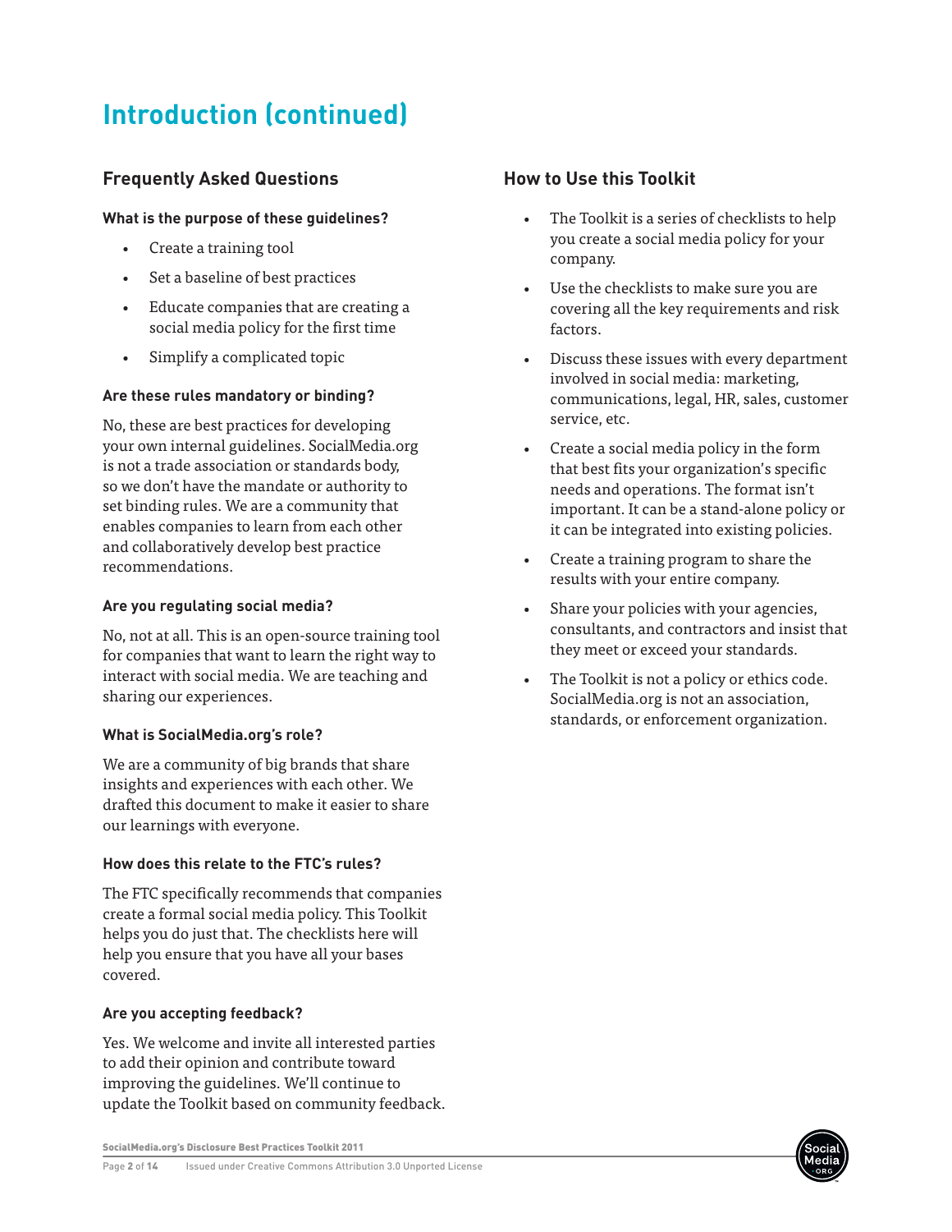# Introduction (continued)

## Frequently Asked Questions

### What is the purpose of these guidelines?

- Create a training tool
- Set a baseline of best practices
- Educate companies that are creating a social media policy for the first time
- Simplify a complicated topic

### Are these rules mandatory or binding?

No, these are best practices for developing your own internal guidelines. SocialMedia.org is not a trade association or standards body, so we don't have the mandate or authority to set binding rules. We are a community that enables companies to learn from each other and collaboratively develop best practice recommendations.

### Are you regulating social media?

No, not at all. This is an open-source training tool for companies that want to learn the right way to interact with social media. We are teaching and sharing our experiences.

### What is SocialMedia.org's role?

We are a community of big brands that share insights and experiences with each other. We drafted this document to make it easier to share our learnings with everyone.

### How does this relate to the FTC's rules?

The FTC specifically recommends that companies create a formal social media policy. This Toolkit helps you do just that. The checklists here will help you ensure that you have all your bases covered.

### Are you accepting feedback?

Yes. We welcome and invite all interested parties to add their opinion and contribute toward improving the guidelines. We'll continue to update the Toolkit based on community feedback.

## How to Use this Toolkit

- The Toolkit is a series of checklists to help you create a social media policy for your company.
- Use the checklists to make sure you are covering all the key requirements and risk factors.
- Discuss these issues with every department involved in social media: marketing, communications, legal, HR, sales, customer service, etc.
- Create a social media policy in the form that best fits your organization's specific needs and operations. The format isn't important. It can be a stand-alone policy or it can be integrated into existing policies.
- Create a training program to share the results with your entire company.
- Share your policies with your agencies, consultants, and contractors and insist that they meet or exceed your standards.
- The Toolkit is not a policy or ethics code. SocialMedia.org is not an association, standards, or enforcement organization.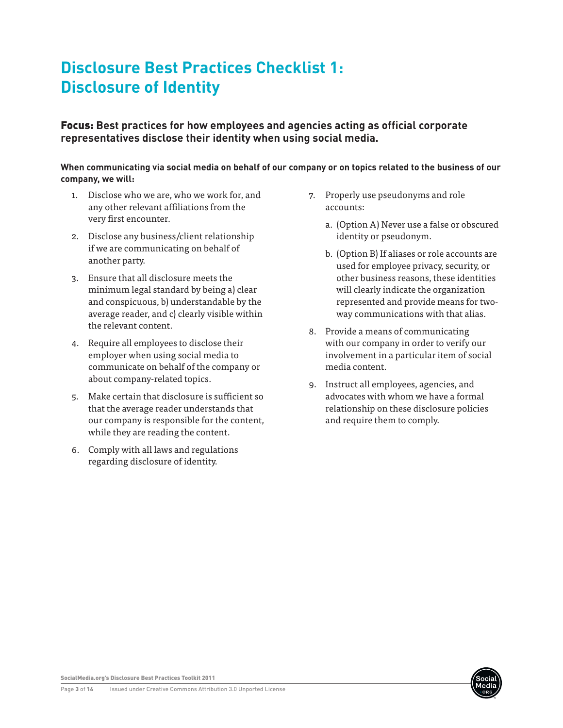# Disclosure Best Practices Checklist 1: Disclosure of Identity

**Focus: Best practices for how employees and agencies acting as official corporate representatives disclose their identity when using social media.**

**When communicating via social media on behalf of our company or on topics related to the business of our company, we will:**

1. Disclose who we are, who we work for, and any other relevant affiliations from the very first encounter.
2. Disclose any business/client relationship if we are communicating on behalf of another party.
3. Ensure that all disclosure meets the minimum legal standard by being a) clear and conspicuous, b) understandable by the average reader, and c) clearly visible within the relevant content.
4. Require all employees to disclose their employer when using social media to communicate on behalf of the company or about company-related topics.
5. Make certain that disclosure is sufficient so that the average reader understands that our company is responsible for the content, while they are reading the content.
6. Comply with all laws and regulations regarding disclosure of identity.
7. Properly use pseudonyms and role accounts:
   a. (Option A) Never use a false or obscured identity or pseudonym.
   b. (Option B) If aliases or role accounts are used for employee privacy, security, or other business reasons, these identities will clearly indicate the organization represented and provide means for two-way communications with that alias.
8. Provide a means of communicating with our company in order to verify our involvement in a particular item of social media content.
9. Instruct all employees, agencies, and advocates with whom we have a formal relationship on these disclosure policies and require them to comply.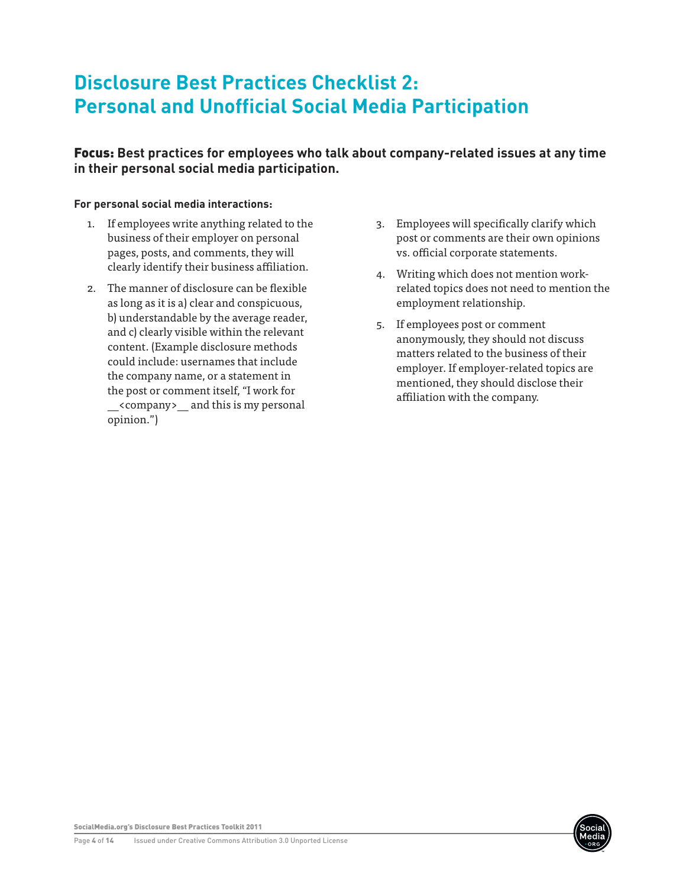# Disclosure Best Practices Checklist 2: Personal and Unofficial Social Media Participation

**Focus: Best practices for employees who talk about company-related issues at any time in their personal social media participation.**

**For personal social media interactions:**

1. If employees write anything related to the business of their employer on personal pages, posts, and comments, they will clearly identify their business affiliation.
2. The manner of disclosure can be flexible as long as it is a) clear and conspicuous, b) understandable by the average reader, and c) clearly visible within the relevant content. (Example disclosure methods could include: usernames that include the company name, or a statement in the post or comment itself, "I work for __<company>__ and this is my personal opinion.")
3. Employees will specifically clarify which post or comments are their own opinions vs. official corporate statements.
4. Writing which does not mention work-related topics does not need to mention the employment relationship.
5. If employees post or comment anonymously, they should not discuss matters related to the business of their employer. If employer-related topics are mentioned, they should disclose their affiliation with the company.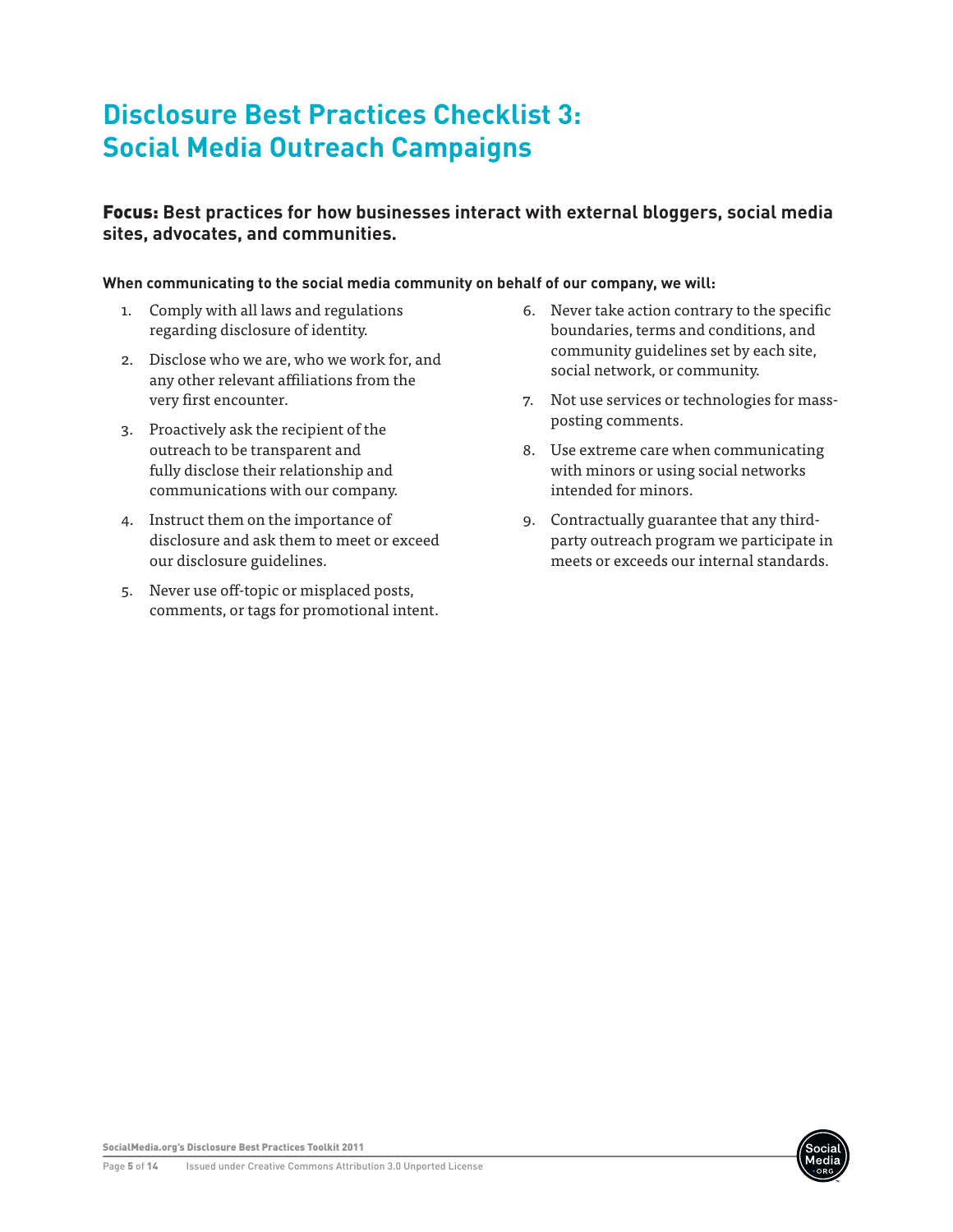# Disclosure Best Practices Checklist 3: Social Media Outreach Campaigns

**Focus: Best practices for how businesses interact with external bloggers, social media sites, advocates, and communities.**

**When communicating to the social media community on behalf of our company, we will:**

1. Comply with all laws and regulations regarding disclosure of identity.
2. Disclose who we are, who we work for, and any other relevant affiliations from the very first encounter.
3. Proactively ask the recipient of the outreach to be transparent and fully disclose their relationship and communications with our company.
4. Instruct them on the importance of disclosure and ask them to meet or exceed our disclosure guidelines.
5. Never use off-topic or misplaced posts, comments, or tags for promotional intent.
6. Never take action contrary to the specific boundaries, terms and conditions, and community guidelines set by each site, social network, or community.
7. Not use services or technologies for mass-posting comments.
8. Use extreme care when communicating with minors or using social networks intended for minors.
9. Contractually guarantee that any third-party outreach program we participate in meets or exceeds our internal standards.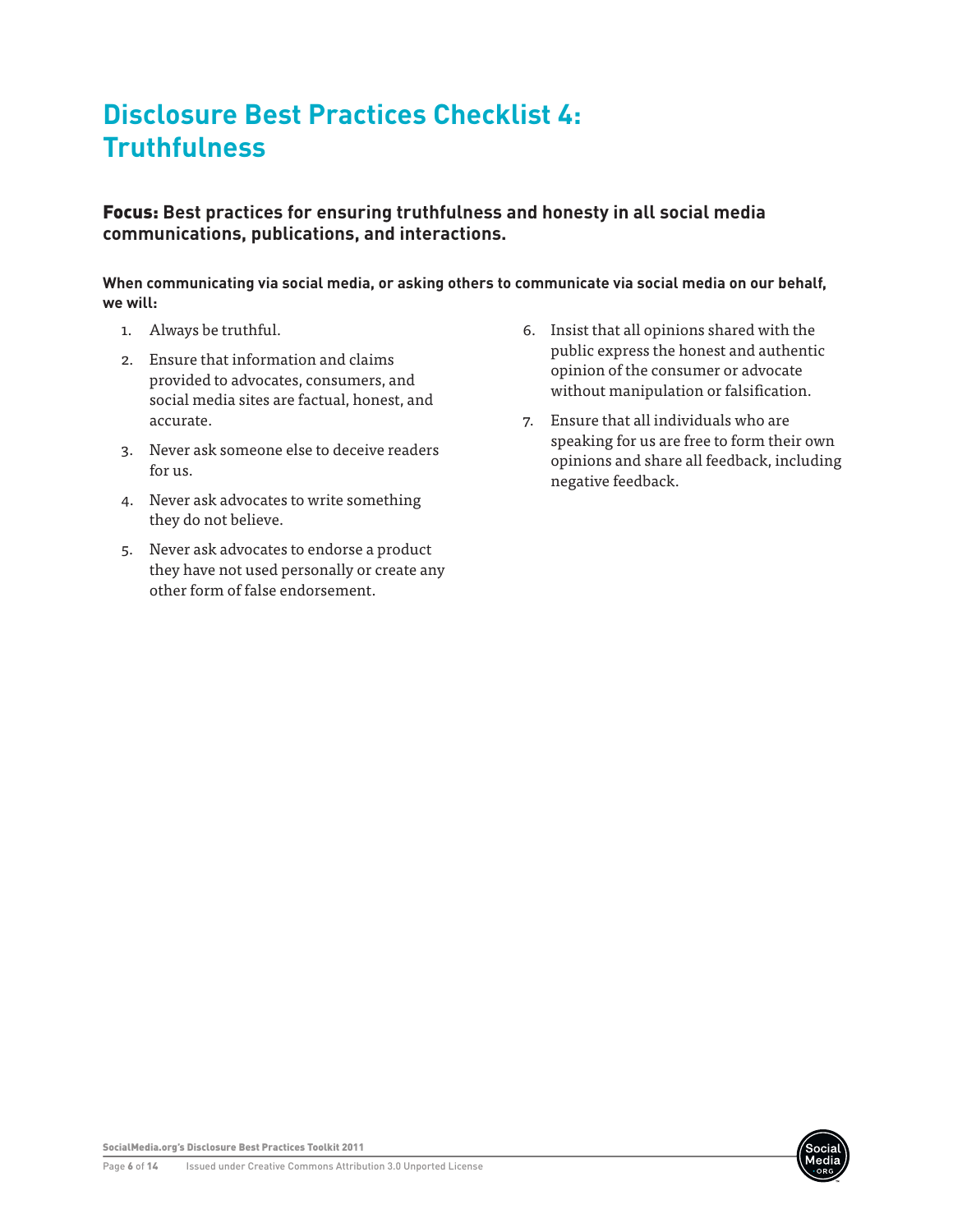# Disclosure Best Practices Checklist 4: Truthfulness

**Focus: Best practices for ensuring truthfulness and honesty in all social media communications, publications, and interactions.**

**When communicating via social media, or asking others to communicate via social media on our behalf, we will:**

1. Always be truthful.
2. Ensure that information and claims provided to advocates, consumers, and social media sites are factual, honest, and accurate.
3. Never ask someone else to deceive readers for us.
4. Never ask advocates to write something they do not believe.
5. Never ask advocates to endorse a product they have not used personally or create any other form of false endorsement.
6. Insist that all opinions shared with the public express the honest and authentic opinion of the consumer or advocate without manipulation or falsification.
7. Ensure that all individuals who are speaking for us are free to form their own opinions and share all feedback, including negative feedback.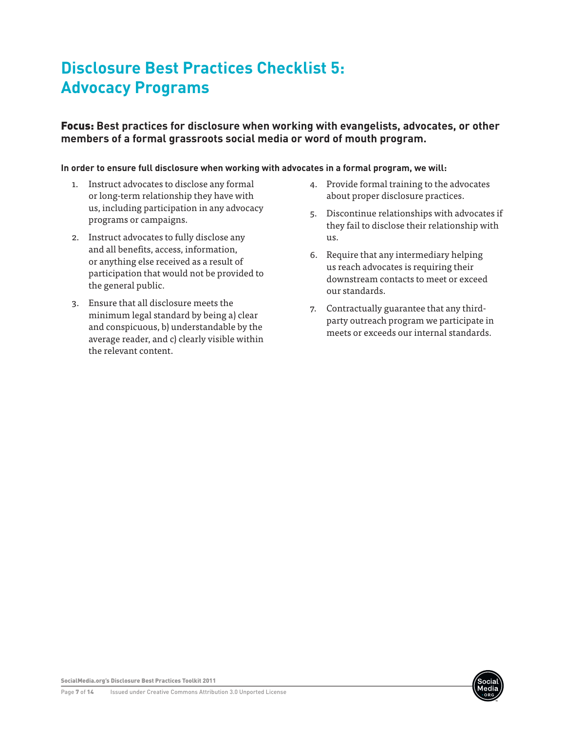# Disclosure Best Practices Checklist 5: Advocacy Programs

**Focus: Best practices for disclosure when working with evangelists, advocates, or other members of a formal grassroots social media or word of mouth program.**

**In order to ensure full disclosure when working with advocates in a formal program, we will:**

1. Instruct advocates to disclose any formal or long-term relationship they have with us, including participation in any advocacy programs or campaigns.
2. Instruct advocates to fully disclose any and all benefits, access, information, or anything else received as a result of participation that would not be provided to the general public.
3. Ensure that all disclosure meets the minimum legal standard by being a) clear and conspicuous, b) understandable by the average reader, and c) clearly visible within the relevant content.
4. Provide formal training to the advocates about proper disclosure practices.
5. Discontinue relationships with advocates if they fail to disclose their relationship with us.
6. Require that any intermediary helping us reach advocates is requiring their downstream contacts to meet or exceed our standards.
7. Contractually guarantee that any third-party outreach program we participate in meets or exceeds our internal standards.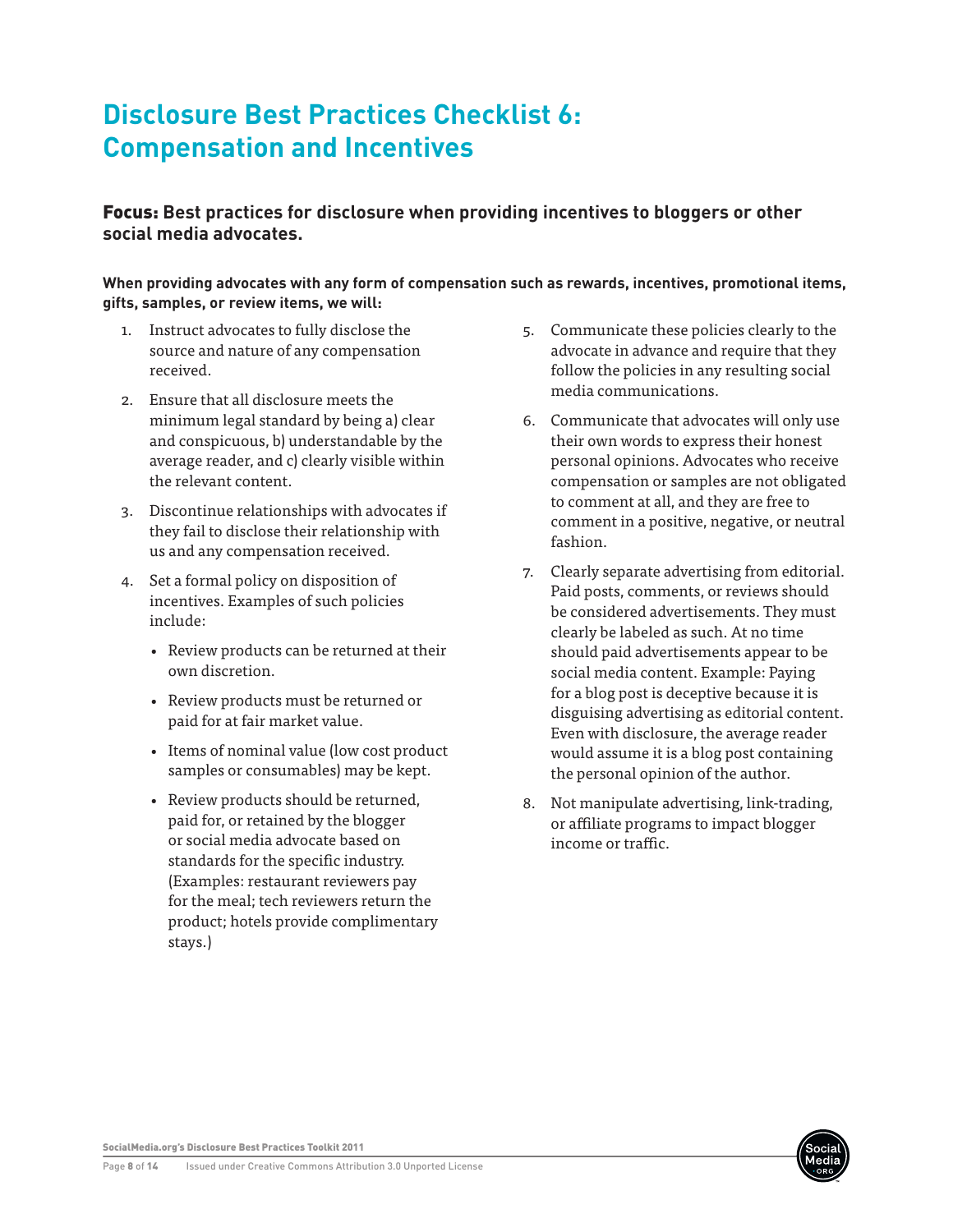# Disclosure Best Practices Checklist 6: Compensation and Incentives

**Focus:** Best practices for disclosure when providing incentives to bloggers or other social media advocates.

**When providing advocates with any form of compensation such as rewards, incentives, promotional items, gifts, samples, or review items, we will:**

1. Instruct advocates to fully disclose the source and nature of any compensation received.
2. Ensure that all disclosure meets the minimum legal standard by being a) clear and conspicuous, b) understandable by the average reader, and c) clearly visible within the relevant content.
3. Discontinue relationships with advocates if they fail to disclose their relationship with us and any compensation received.
4. Set a formal policy on disposition of incentives. Examples of such policies include:
   - Review products can be returned at their own discretion.
   - Review products must be returned or paid for at fair market value.
   - Items of nominal value (low cost product samples or consumables) may be kept.
   - Review products should be returned, paid for, or retained by the blogger or social media advocate based on standards for the specific industry. (Examples: restaurant reviewers pay for the meal; tech reviewers return the product; hotels provide complimentary stays.)
5. Communicate these policies clearly to the advocate in advance and require that they follow the policies in any resulting social media communications.
6. Communicate that advocates will only use their own words to express their honest personal opinions. Advocates who receive compensation or samples are not obligated to comment at all, and they are free to comment in a positive, negative, or neutral fashion.
7. Clearly separate advertising from editorial. Paid posts, comments, or reviews should be considered advertisements. They must clearly be labeled as such. At no time should paid advertisements appear to be social media content. Example: Paying for a blog post is deceptive because it is disguising advertising as editorial content. Even with disclosure, the average reader would assume it is a blog post containing the personal opinion of the author.
8. Not manipulate advertising, link-trading, or affiliate programs to impact blogger income or traffic.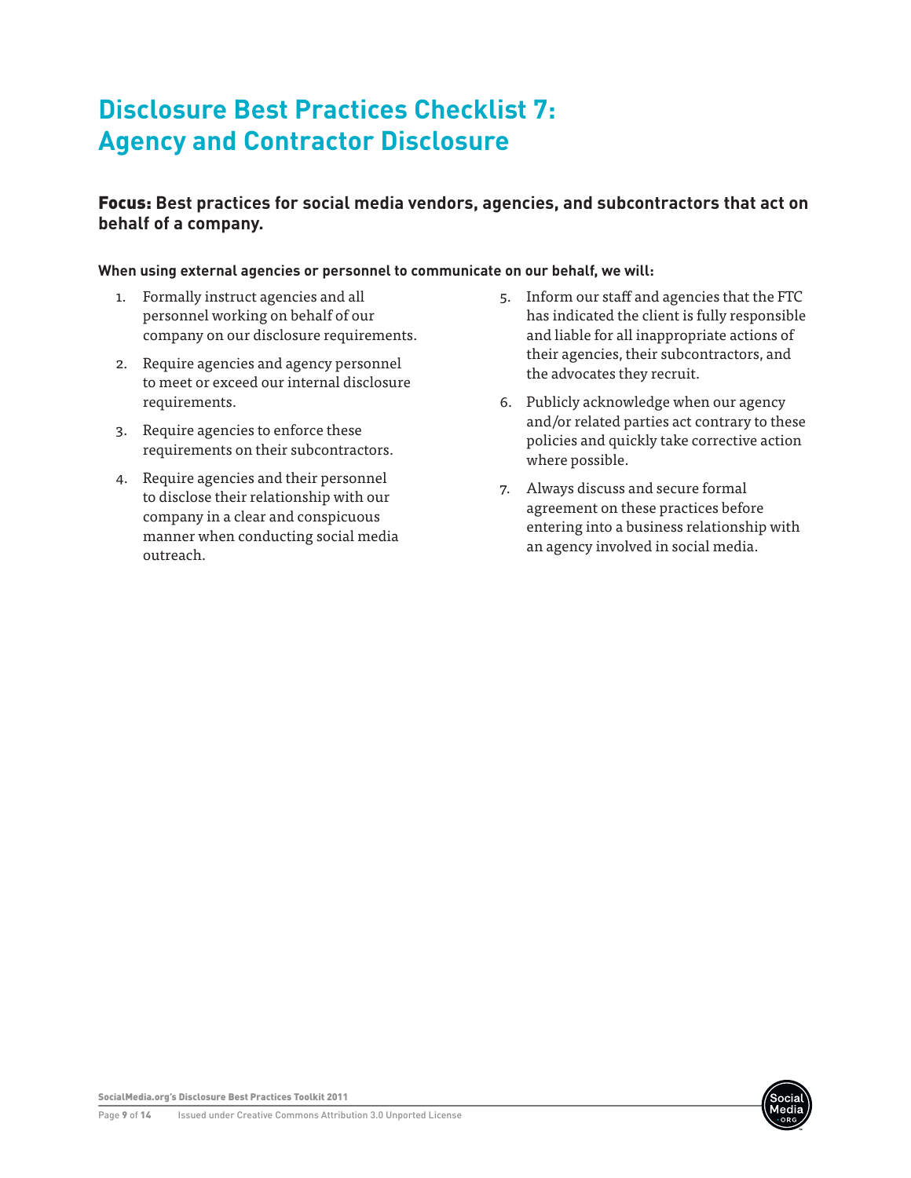# Disclosure Best Practices Checklist 7: Agency and Contractor Disclosure

**Focus: Best practices for social media vendors, agencies, and subcontractors that act on behalf of a company.**

**When using external agencies or personnel to communicate on our behalf, we will:**

1. Formally instruct agencies and all personnel working on behalf of our company on our disclosure requirements.
2. Require agencies and agency personnel to meet or exceed our internal disclosure requirements.
3. Require agencies to enforce these requirements on their subcontractors.
4. Require agencies and their personnel to disclose their relationship with our company in a clear and conspicuous manner when conducting social media outreach.
5. Inform our staff and agencies that the FTC has indicated the client is fully responsible and liable for all inappropriate actions of their agencies, their subcontractors, and the advocates they recruit.
6. Publicly acknowledge when our agency and/or related parties act contrary to these policies and quickly take corrective action where possible.
7. Always discuss and secure formal agreement on these practices before entering into a business relationship with an agency involved in social media.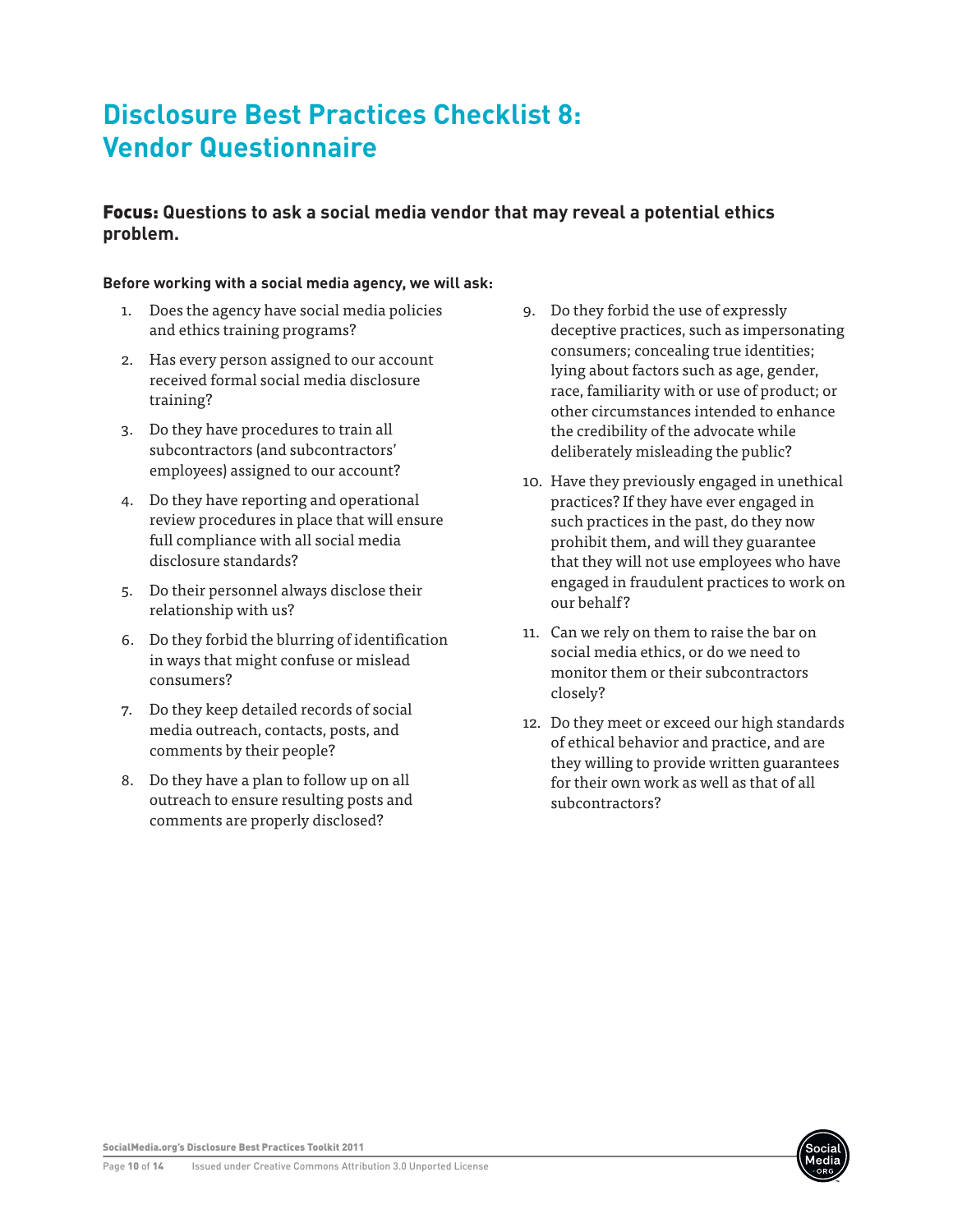# Disclosure Best Practices Checklist 8: Vendor Questionnaire

**Focus: Questions to ask a social media vendor that may reveal a potential ethics problem.**

**Before working with a social media agency, we will ask:**

1. Does the agency have social media policies and ethics training programs?
2. Has every person assigned to our account received formal social media disclosure training?
3. Do they have procedures to train all subcontractors (and subcontractors' employees) assigned to our account?
4. Do they have reporting and operational review procedures in place that will ensure full compliance with all social media disclosure standards?
5. Do their personnel always disclose their relationship with us?
6. Do they forbid the blurring of identification in ways that might confuse or mislead consumers?
7. Do they keep detailed records of social media outreach, contacts, posts, and comments by their people?
8. Do they have a plan to follow up on all outreach to ensure resulting posts and comments are properly disclosed?
9. Do they forbid the use of expressly deceptive practices, such as impersonating consumers; concealing true identities; lying about factors such as age, gender, race, familiarity with or use of product; or other circumstances intended to enhance the credibility of the advocate while deliberately misleading the public?
10. Have they previously engaged in unethical practices? If they have ever engaged in such practices in the past, do they now prohibit them, and will they guarantee that they will not use employees who have engaged in fraudulent practices to work on our behalf?
11. Can we rely on them to raise the bar on social media ethics, or do we need to monitor them or their subcontractors closely?
12. Do they meet or exceed our high standards of ethical behavior and practice, and are they willing to provide written guarantees for their own work as well as that of all subcontractors?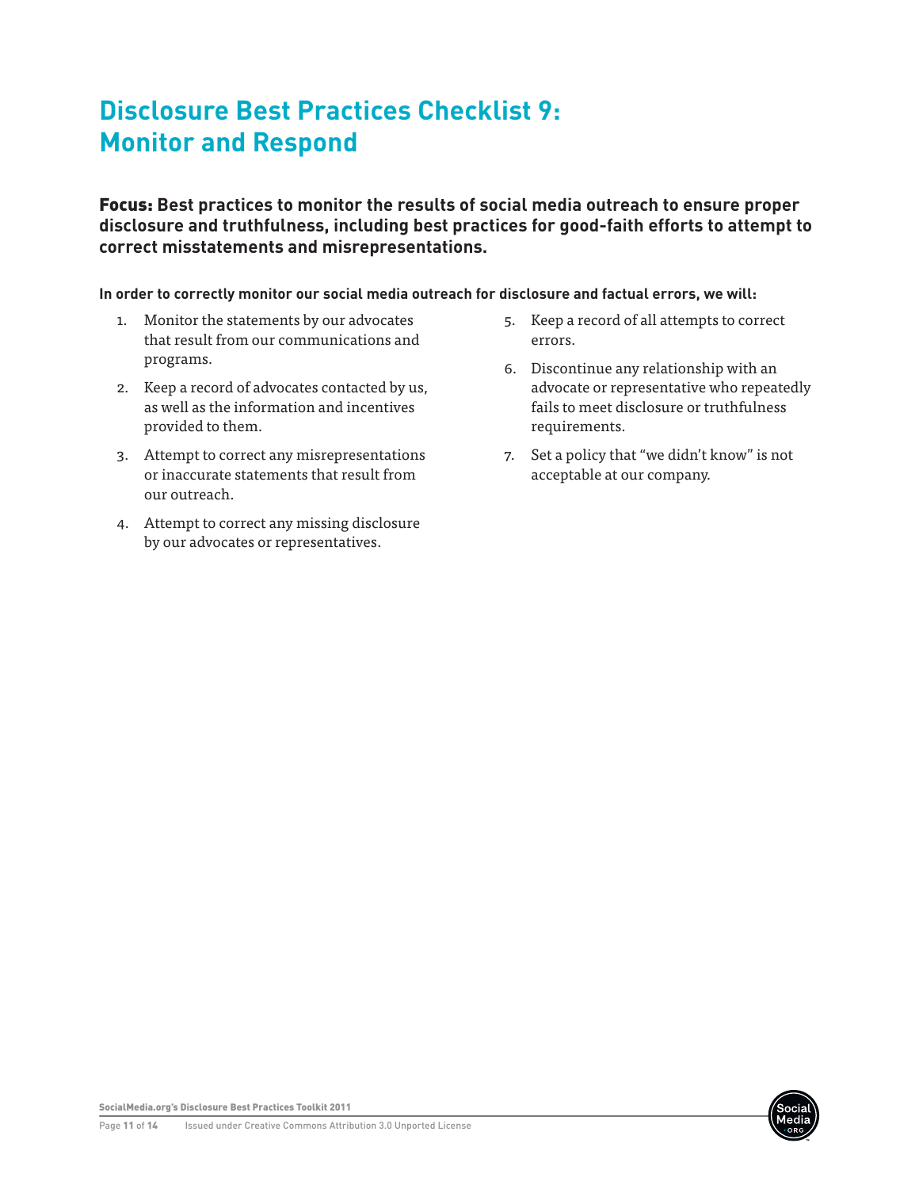# Disclosure Best Practices Checklist 9: Monitor and Respond

**Focus: Best practices to monitor the results of social media outreach to ensure proper disclosure and truthfulness, including best practices for good-faith efforts to attempt to correct misstatements and misrepresentations.**

**In order to correctly monitor our social media outreach for disclosure and factual errors, we will:**

1. Monitor the statements by our advocates that result from our communications and programs.
2. Keep a record of advocates contacted by us, as well as the information and incentives provided to them.
3. Attempt to correct any misrepresentations or inaccurate statements that result from our outreach.
4. Attempt to correct any missing disclosure by our advocates or representatives.
5. Keep a record of all attempts to correct errors.
6. Discontinue any relationship with an advocate or representative who repeatedly fails to meet disclosure or truthfulness requirements.
7. Set a policy that "we didn't know" is not acceptable at our company.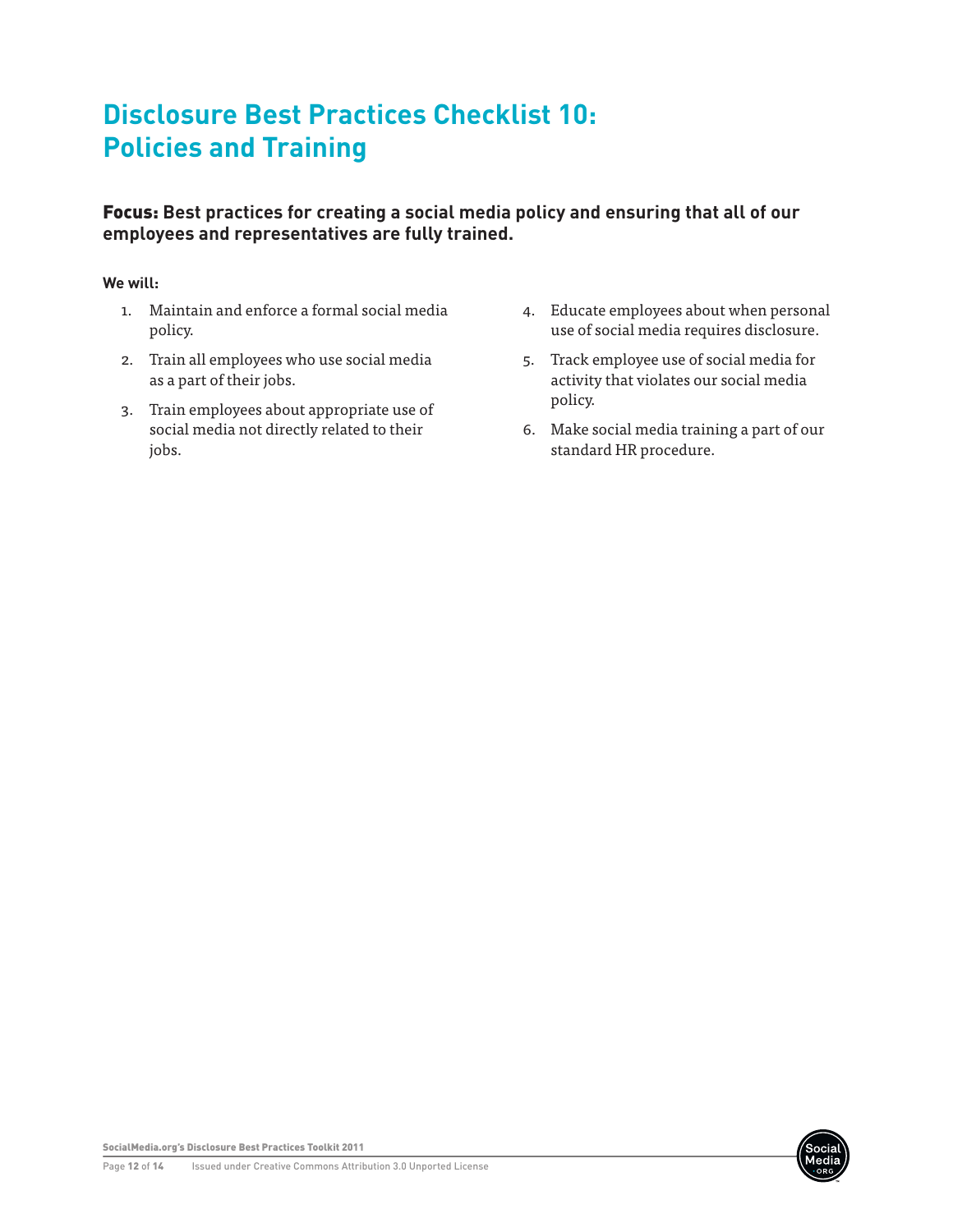# Disclosure Best Practices Checklist 10: Policies and Training

**Focus: Best practices for creating a social media policy and ensuring that all of our employees and representatives are fully trained.**

**We will:**

1. Maintain and enforce a formal social media policy.
2. Train all employees who use social media as a part of their jobs.
3. Train employees about appropriate use of social media not directly related to their jobs.
4. Educate employees about when personal use of social media requires disclosure.
5. Track employee use of social media for activity that violates our social media policy.
6. Make social media training a part of our standard HR procedure.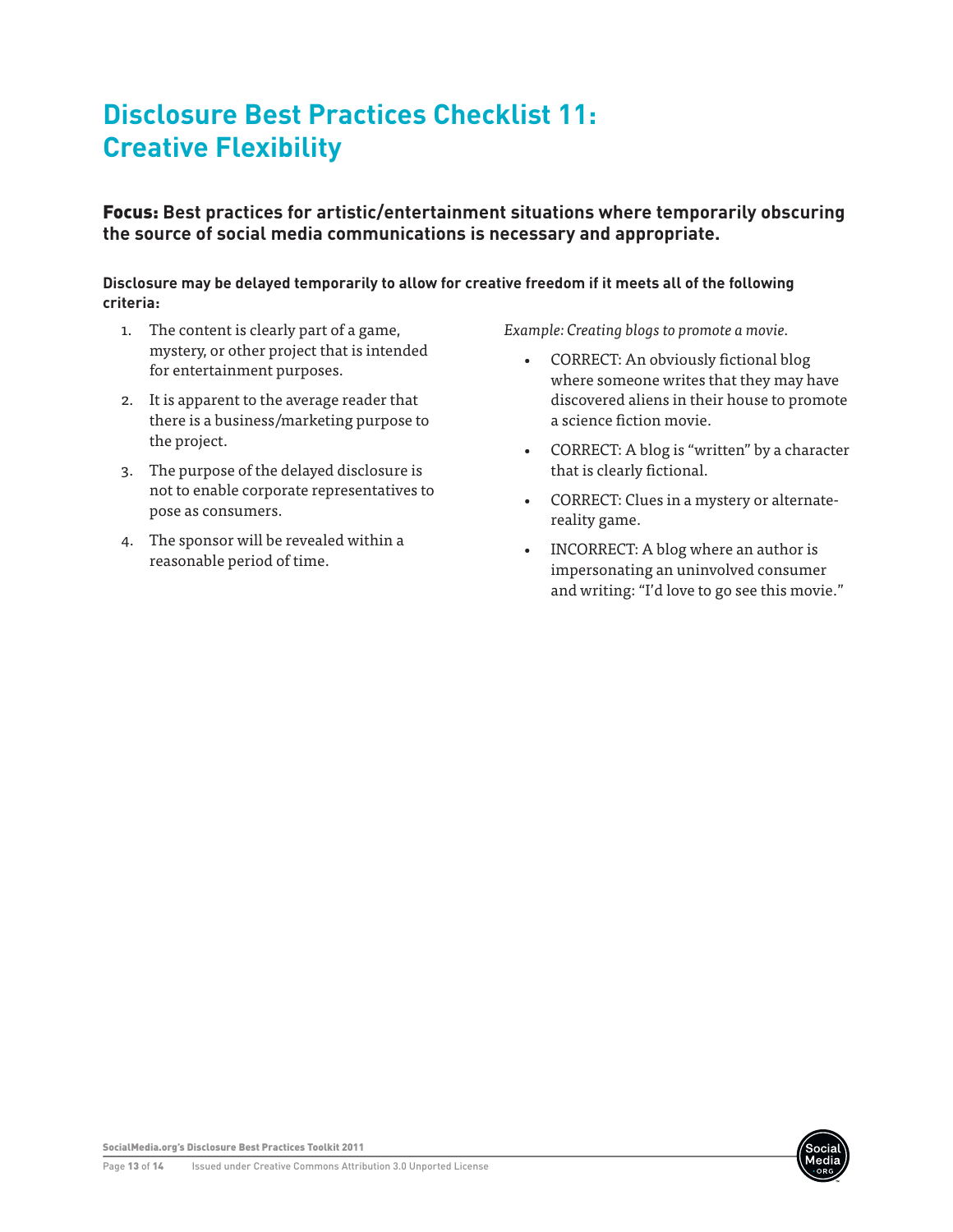# Disclosure Best Practices Checklist 11: Creative Flexibility

**Focus: Best practices for artistic/entertainment situations where temporarily obscuring the source of social media communications is necessary and appropriate.**

**Disclosure may be delayed temporarily to allow for creative freedom if it meets all of the following criteria:**

1. The content is clearly part of a game, mystery, or other project that is intended for entertainment purposes.
2. It is apparent to the average reader that there is a business/marketing purpose to the project.
3. The purpose of the delayed disclosure is not to enable corporate representatives to pose as consumers.
4. The sponsor will be revealed within a reasonable period of time.

*Example: Creating blogs to promote a movie.*

- CORRECT: An obviously fictional blog where someone writes that they may have discovered aliens in their house to promote a science fiction movie.
- CORRECT: A blog is "written" by a character that is clearly fictional.
- CORRECT: Clues in a mystery or alternate-reality game.
- INCORRECT: A blog where an author is impersonating an uninvolved consumer and writing: "I'd love to go see this movie."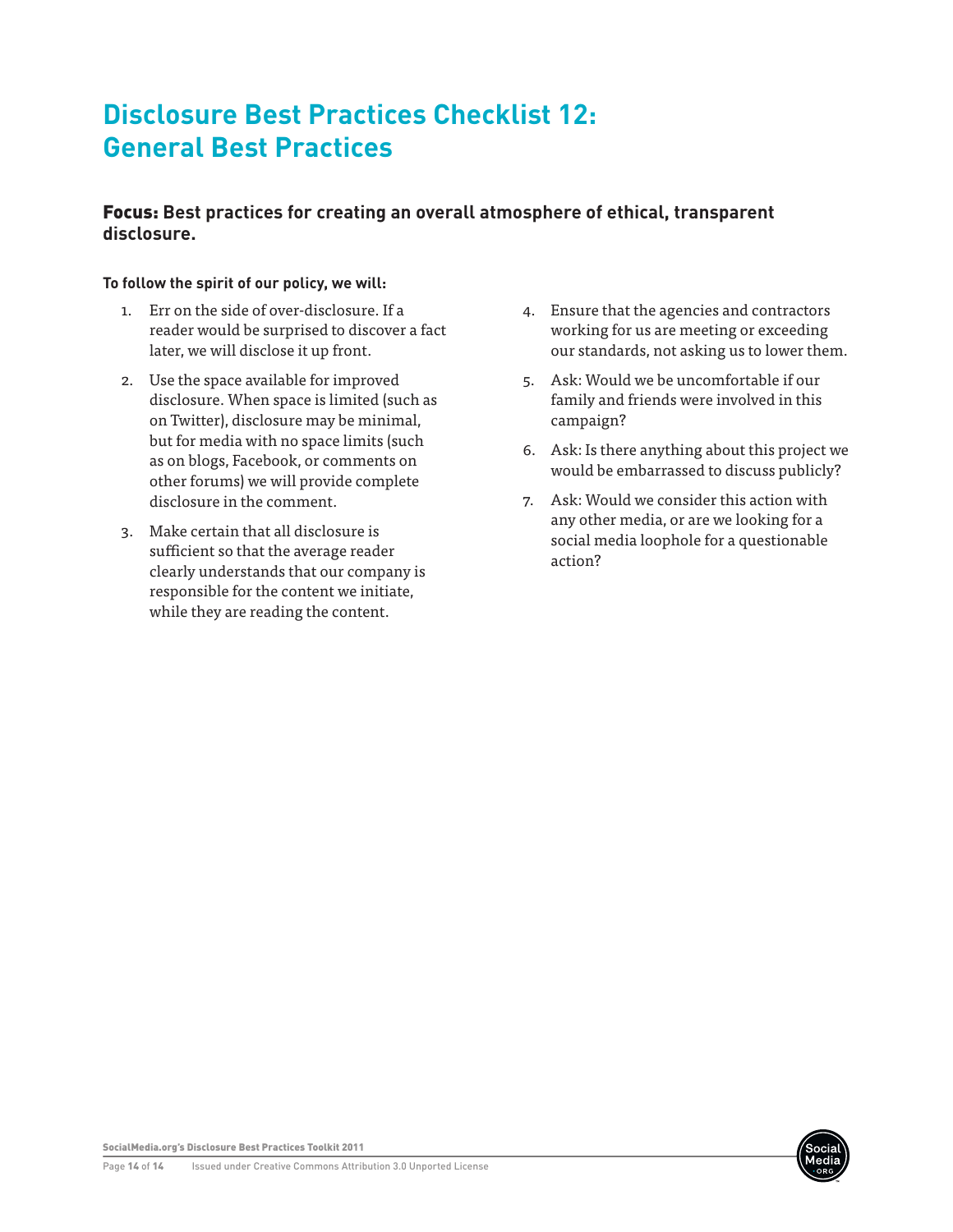# Disclosure Best Practices Checklist 12: General Best Practices

**Focus:** **Best practices for creating an overall atmosphere of ethical, transparent disclosure.**

**To follow the spirit of our policy, we will:**

1. Err on the side of over-disclosure. If a reader would be surprised to discover a fact later, we will disclose it up front.
2. Use the space available for improved disclosure. When space is limited (such as on Twitter), disclosure may be minimal, but for media with no space limits (such as on blogs, Facebook, or comments on other forums) we will provide complete disclosure in the comment.
3. Make certain that all disclosure is sufficient so that the average reader clearly understands that our company is responsible for the content we initiate, while they are reading the content.
4. Ensure that the agencies and contractors working for us are meeting or exceeding our standards, not asking us to lower them.
5. Ask: Would we be uncomfortable if our family and friends were involved in this campaign?
6. Ask: Is there anything about this project we would be embarrassed to discuss publicly?
7. Ask: Would we consider this action with any other media, or are we looking for a social media loophole for a questionable action?